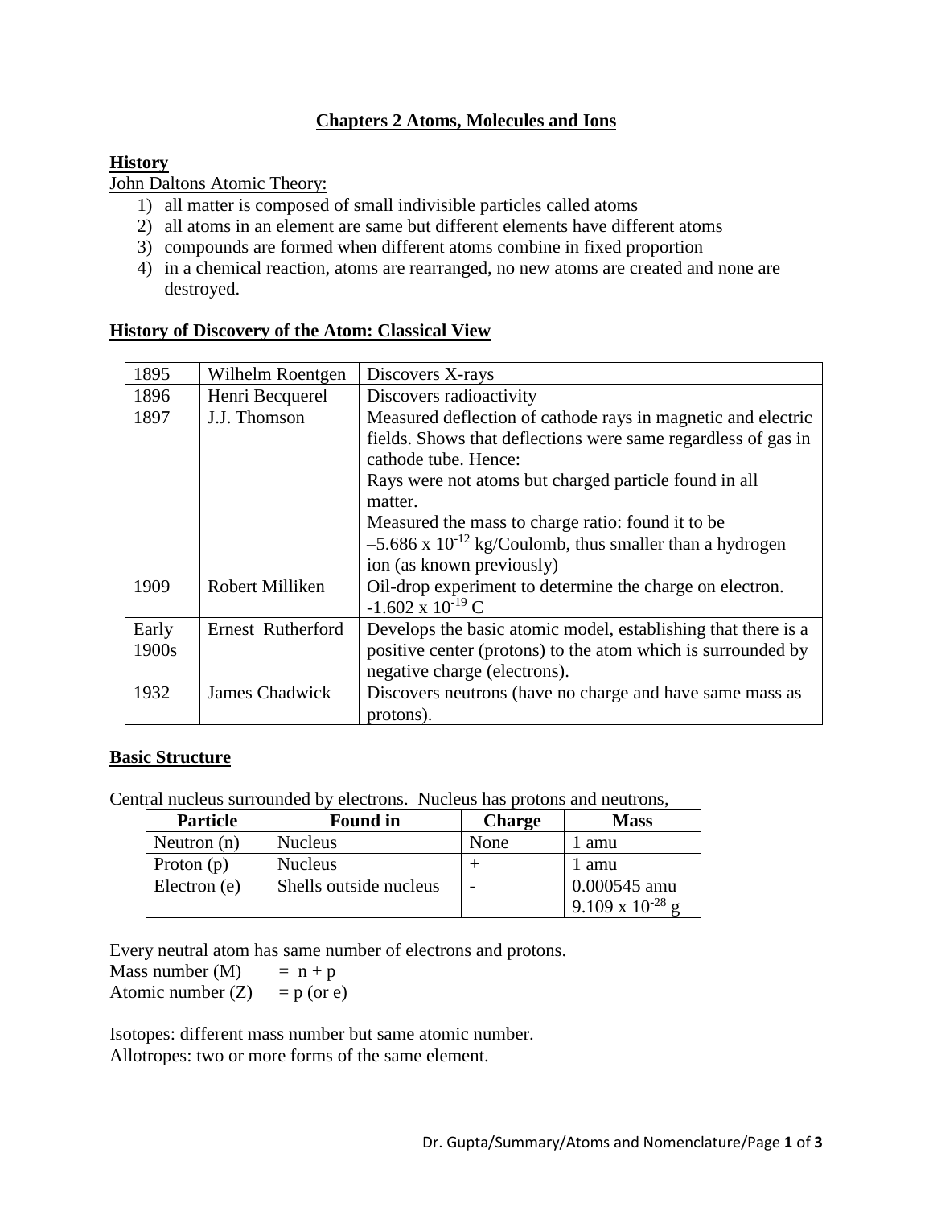# Chapters 2 Atoms, Molecules and Ions

## History

John Daltons Atomic Theory:

1) all matter is composed of small indivisible particles called atoms
2) all atoms in an element are same but different elements have different atoms
3) compounds are formed when different atoms combine in fixed proportion
4) in a chemical reaction, atoms are rearranged, no new atoms are created and none are destroyed.

## History of Discovery of the Atom: Classical View

| | | |
|---|---|---|
| 1895 | Wilhelm Roentgen | Discovers X-rays |
| 1896 | Henri Becquerel | Discovers radioactivity |
| 1897 | J.J. Thomson | Measured deflection of cathode rays in magnetic and electric fields. Shows that deflections were same regardless of gas in cathode tube. Hence: Rays were not atoms but charged particle found in all matter. Measured the mass to charge ratio: found it to be $-5.686 \times 10^{-12}$ kg/Coulomb, thus smaller than a hydrogen ion (as known previously) |
| 1909 | Robert Milliken | Oil-drop experiment to determine the charge on electron. $-1.602 \times 10^{-19}$ C |
| Early 1900s | Ernest Rutherford | Develops the basic atomic model, establishing that there is a positive center (protons) to the atom which is surrounded by negative charge (electrons). |
| 1932 | James Chadwick | Discovers neutrons (have no charge and have same mass as protons). |

## Basic Structure

Central nucleus surrounded by electrons. Nucleus has protons and neutrons,

| Particle | Found in | Charge | Mass |
|---|---|---|---|
| Neutron (n) | Nucleus | None | 1 amu |
| Proton (p) | Nucleus | + | 1 amu |
| Electron (e) | Shells outside nucleus | - | 0.000545 amu<br>$9.109 \times 10^{-28}$ g |

Every neutral atom has same number of electrons and protons.

Mass number (M) $= n + p$

Atomic number (Z) $= p$ (or e)

Isotopes: different mass number but same atomic number.

Allotropes: two or more forms of the same element.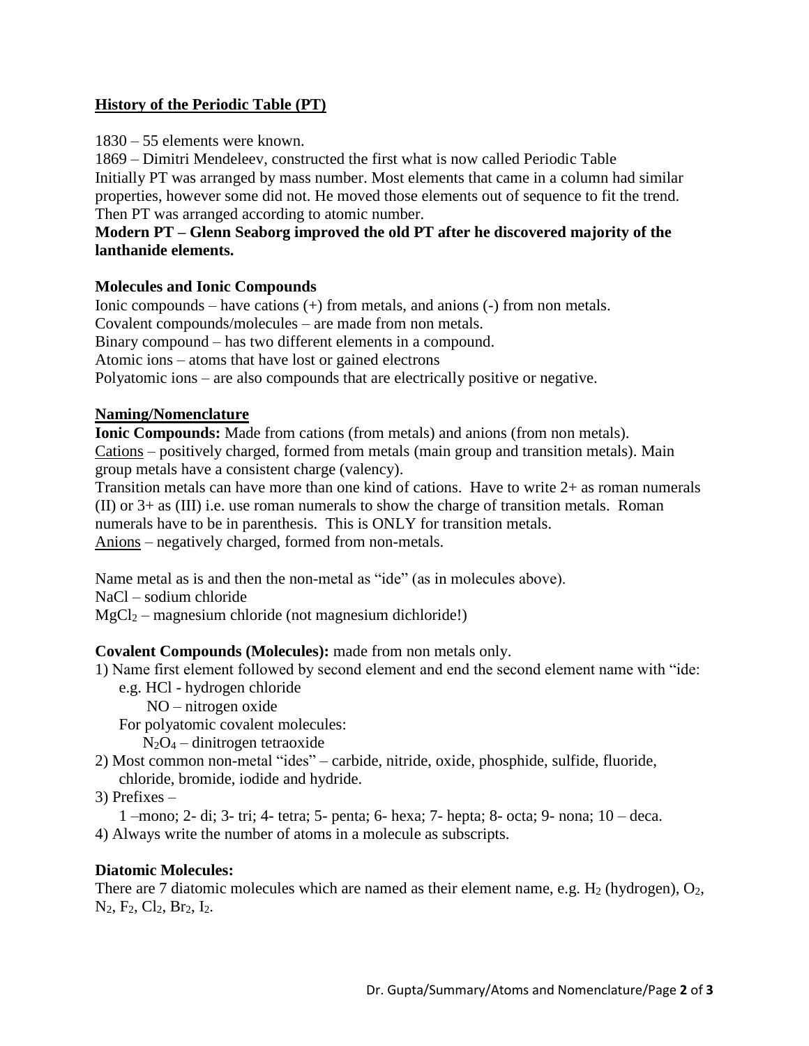## History of the Periodic Table (PT)

1830 – 55 elements were known.

1869 – Dimitri Mendeleev, constructed the first what is now called Periodic Table
Initially PT was arranged by mass number. Most elements that came in a column had similar properties, however some did not. He moved those elements out of sequence to fit the trend. Then PT was arranged according to atomic number.

**Modern PT – Glenn Seaborg improved the old PT after he discovered majority of the lanthanide elements.**

### Molecules and Ionic Compounds

Ionic compounds – have cations (+) from metals, and anions (-) from non metals.
Covalent compounds/molecules – are made from non metals.
Binary compound – has two different elements in a compound.
Atomic ions – atoms that have lost or gained electrons
Polyatomic ions – are also compounds that are electrically positive or negative.

## Naming/Nomenclature

**Ionic Compounds:** Made from cations (from metals) and anions (from non metals).
Cations – positively charged, formed from metals (main group and transition metals). Main group metals have a consistent charge (valency).
Transition metals can have more than one kind of cations. Have to write 2+ as roman numerals (II) or 3+ as (III) i.e. use roman numerals to show the charge of transition metals. Roman numerals have to be in parenthesis. This is ONLY for transition metals.
Anions – negatively charged, formed from non-metals.

Name metal as is and then the non-metal as "ide" (as in molecules above).
NaCl – sodium chloride
$MgCl_2$ – magnesium chloride (not magnesium dichloride!)

**Covalent Compounds (Molecules):** made from non metals only.

1) Name first element followed by second element and end the second element name with "ide:
   e.g. HCl - hydrogen chloride
   NO – nitrogen oxide
   For polyatomic covalent molecules:
   $N_2O_4$ – dinitrogen tetraoxide
2) Most common non-metal "ides" – carbide, nitride, oxide, phosphide, sulfide, fluoride, chloride, bromide, iodide and hydride.
3) Prefixes –
   1 –mono; 2- di; 3- tri; 4- tetra; 5- penta; 6- hexa; 7- hepta; 8- octa; 9- nona; 10 – deca.
4) Always write the number of atoms in a molecule as subscripts.

**Diatomic Molecules:**

There are 7 diatomic molecules which are named as their element name, e.g. $H_2$ (hydrogen), $O_2$, $N_2$, $F_2$, $Cl_2$, $Br_2$, $I_2$.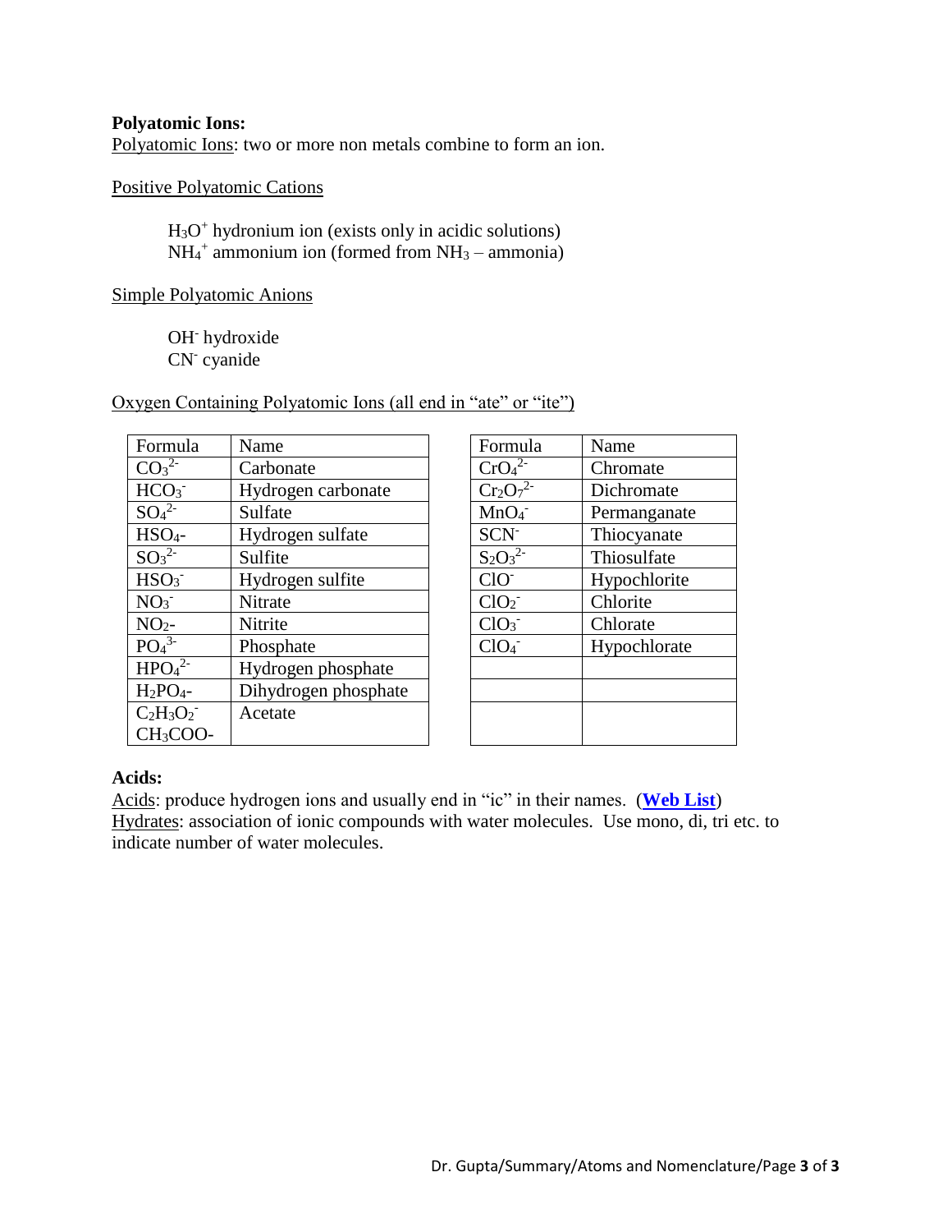**Polyatomic Ions:**

Polyatomic Ions: two or more non metals combine to form an ion.

Positive Polyatomic Cations

$H_3O^+$ hydronium ion (exists only in acidic solutions)
$NH_4^+$ ammonium ion (formed from $NH_3$ – ammonia)

Simple Polyatomic Anions

$OH^-$ hydroxide
$CN^-$ cyanide

Oxygen Containing Polyatomic Ions (all end in "ate" or "ite")

| Formula | Name |
| --- | --- |
| $CO_3^{2-}$ | Carbonate |
| $HCO_3^-$ | Hydrogen carbonate |
| $SO_4^{2-}$ | Sulfate |
| $HSO_4$- | Hydrogen sulfate |
| $SO_3^{2-}$ | Sulfite |
| $HSO_3^-$ | Hydrogen sulfite |
| $NO_3^-$ | Nitrate |
| $NO_2$- | Nitrite |
| $PO_4^{3-}$ | Phosphate |
| $HPO_4^{2-}$ | Hydrogen phosphate |
| $H_2PO_4$- | Dihydrogen phosphate |
| $C_2H_3O_2^-$ $CH_3COO$- | Acetate |

| Formula | Name |
| --- | --- |
| $CrO_4^{2-}$ | Chromate |
| $Cr_2O_7^{2-}$ | Dichromate |
| $MnO_4^-$ | Permanganate |
| $SCN^-$ | Thiocyanate |
| $S_2O_3^{2-}$ | Thiosulfate |
| $ClO^-$ | Hypochlorite |
| $ClO_2^-$ | Chlorite |
| $ClO_3^-$ | Chlorate |
| $ClO_4^-$ | Hypochlorate |
| | |
| | |
| | |

**Acids:**

Acids: produce hydrogen ions and usually end in "ic" in their names. (**Web List**)
Hydrates: association of ionic compounds with water molecules. Use mono, di, tri etc. to indicate number of water molecules.